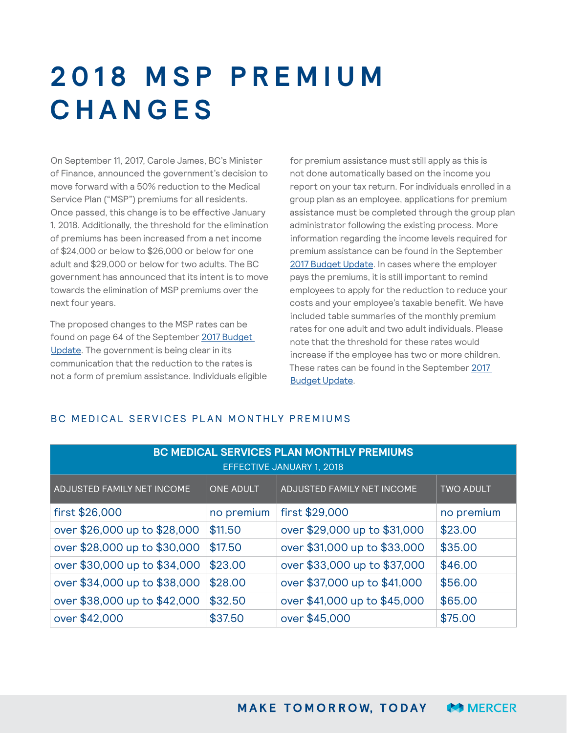# 2018 MSP PREMIUM CHANGES

On September 11, 2017, Carole James, BC's Minister of Finance, announced the government's decision to move forward with a 50% reduction to the Medical Service Plan ("MSP") premiums for all residents. Once passed, this change is to be effective January 1, 2018. Additionally, the threshold for the elimination of premiums has been increased from a net income of $24,000 or below to $26,000 or below for one adult and $29,000 or below for two adults. The BC government has announced that its intent is to move towards the elimination of MSP premiums over the next four years.

The proposed changes to the MSP rates can be found on page 64 of the September 2017 Budget Update. The government is being clear in its communication that the reduction to the rates is not a form of premium assistance. Individuals eligible for premium assistance must still apply as this is not done automatically based on the income you report on your tax return. For individuals enrolled in a group plan as an employee, applications for premium assistance must be completed through the group plan administrator following the existing process. More information regarding the income levels required for premium assistance can be found in the September 2017 Budget Update. In cases where the employer pays the premiums, it is still important to remind employees to apply for the reduction to reduce your costs and your employee's taxable benefit. We have included table summaries of the monthly premium rates for one adult and two adult individuals. Please note that the threshold for these rates would increase if the employee has two or more children. These rates can be found in the September 2017 Budget Update.

## BC MEDICAL SERVICES PLAN MONTHLY PREMIUMS

| BC MEDICAL SERVICES PLAN MONTHLY PREMIUMS EFFECTIVE JANUARY 1, 2018 | | | |
|---|---|---|---|
| ADJUSTED FAMILY NET INCOME | ONE ADULT | ADJUSTED FAMILY NET INCOME | TWO ADULT |
| first $26,000 | no premium | first $29,000 | no premium |
| over $26,000 up to $28,000 | $11.50 | over $29,000 up to $31,000 | $23.00 |
| over $28,000 up to $30,000 | $17.50 | over $31,000 up to $33,000 | $35.00 |
| over $30,000 up to $34,000 | $23.00 | over $33,000 up to $37,000 | $46.00 |
| over $34,000 up to $38,000 | $28.00 | over $37,000 up to $41,000 | $56.00 |
| over $38,000 up to $42,000 | $32.50 | over $41,000 up to $45,000 | $65.00 |
| over $42,000 | $37.50 | over $45,000 | $75.00 |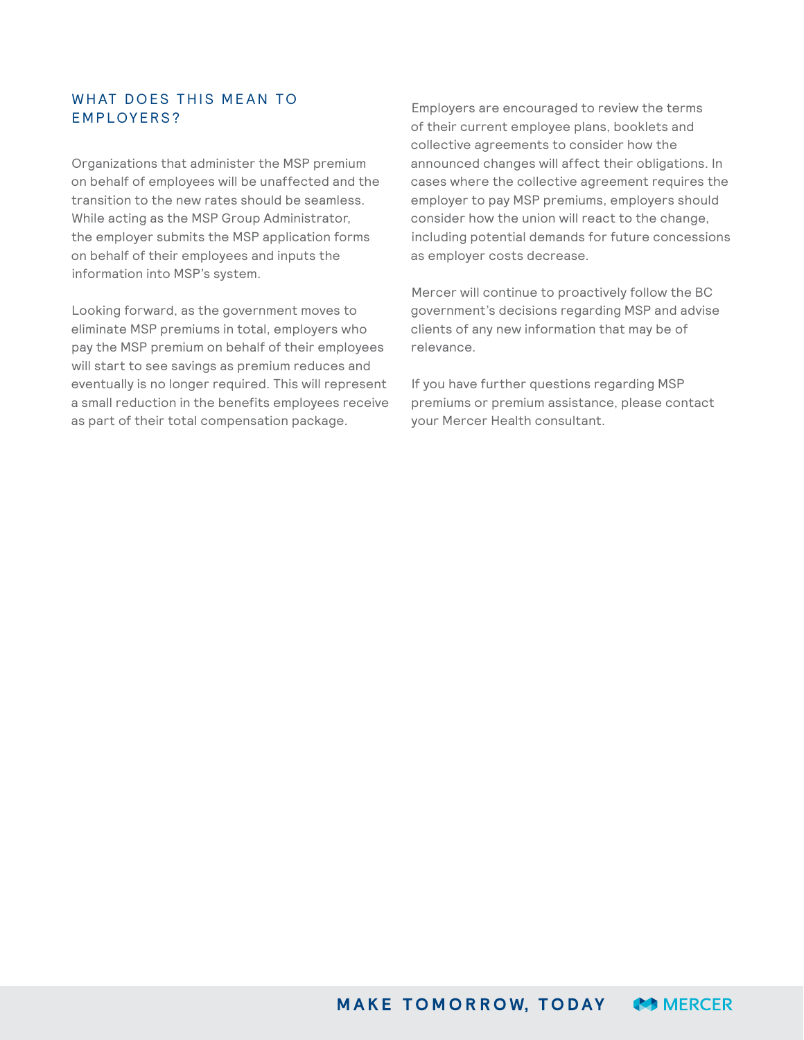## WHAT DOES THIS MEAN TO EMPLOYERS?

Organizations that administer the MSP premium on behalf of employees will be unaffected and the transition to the new rates should be seamless. While acting as the MSP Group Administrator, the employer submits the MSP application forms on behalf of their employees and inputs the information into MSP's system.

Looking forward, as the government moves to eliminate MSP premiums in total, employers who pay the MSP premium on behalf of their employees will start to see savings as premium reduces and eventually is no longer required. This will represent a small reduction in the benefits employees receive as part of their total compensation package.

Employers are encouraged to review the terms of their current employee plans, booklets and collective agreements to consider how the announced changes will affect their obligations. In cases where the collective agreement requires the employer to pay MSP premiums, employers should consider how the union will react to the change, including potential demands for future concessions as employer costs decrease.

Mercer will continue to proactively follow the BC government's decisions regarding MSP and advise clients of any new information that may be of relevance.

If you have further questions regarding MSP premiums or premium assistance, please contact your Mercer Health consultant.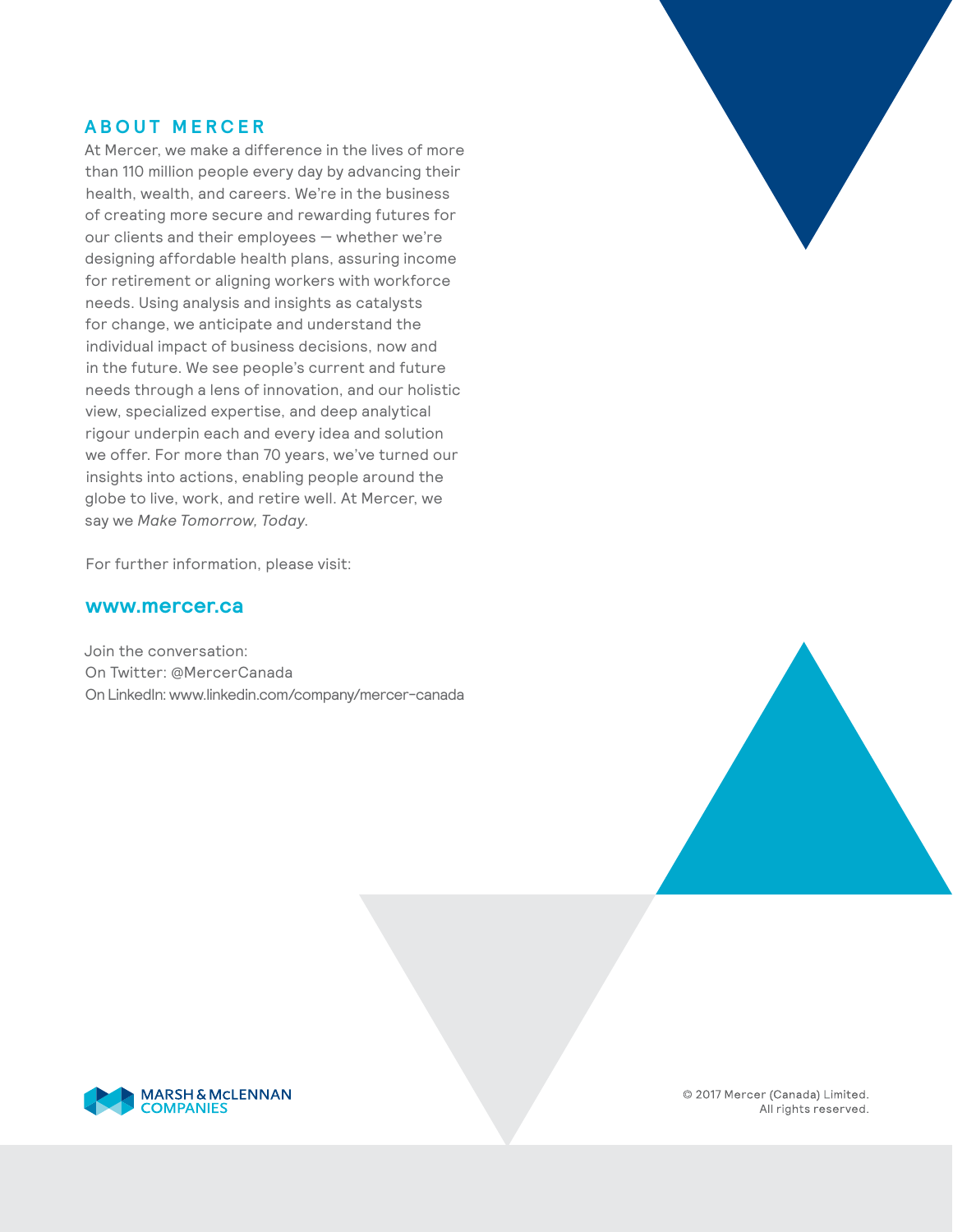## ABOUT MERCER

At Mercer, we make a difference in the lives of more than 110 million people every day by advancing their health, wealth, and careers. We're in the business of creating more secure and rewarding futures for our clients and their employees — whether we're designing affordable health plans, assuring income for retirement or aligning workers with workforce needs. Using analysis and insights as catalysts for change, we anticipate and understand the individual impact of business decisions, now and in the future. We see people's current and future needs through a lens of innovation, and our holistic view, specialized expertise, and deep analytical rigour underpin each and every idea and solution we offer. For more than 70 years, we've turned our insights into actions, enabling people around the globe to live, work, and retire well. At Mercer, we say we *Make Tomorrow, Today*.

For further information, please visit:

**www.mercer.ca**

Join the conversation:
On Twitter: @MercerCanada
On LinkedIn: www.linkedin.com/company/mercer-canada

MARSH & McLENNAN COMPANIES

© 2017 Mercer (Canada) Limited.
All rights reserved.